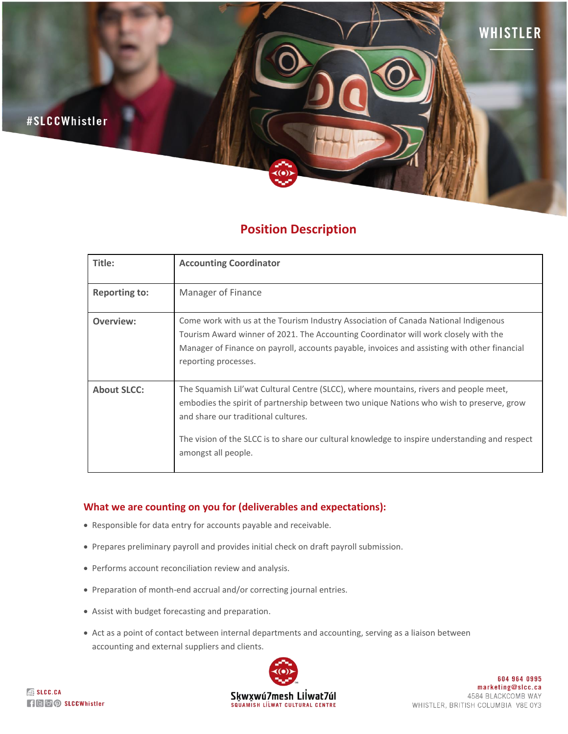## Position Description

| Title: | **Accounting Coordinator** |
|---|---|
| **Reporting to:** | Manager of Finance |
| **Overview:** | Come work with us at the Tourism Industry Association of Canada National Indigenous Tourism Award winner of 2021. The Accounting Coordinator will work closely with the Manager of Finance on payroll, accounts payable, invoices and assisting with other financial reporting processes. |
| **About SLCC:** | The Squamish Lil'wat Cultural Centre (SLCC), where mountains, rivers and people meet, embodies the spirit of partnership between two unique Nations who wish to preserve, grow and share our traditional cultures.<br><br>The vision of the SLCC is to share our cultural knowledge to inspire understanding and respect amongst all people. |

### What we are counting on you for (deliverables and expectations):

- Responsible for data entry for accounts payable and receivable.
- Prepares preliminary payroll and provides initial check on draft payroll submission.
- Performs account reconciliation review and analysis.
- Preparation of month-end accrual and/or correcting journal entries.
- Assist with budget forecasting and preparation.
- Act as a point of contact between internal departments and accounting, serving as a liaison between accounting and external suppliers and clients.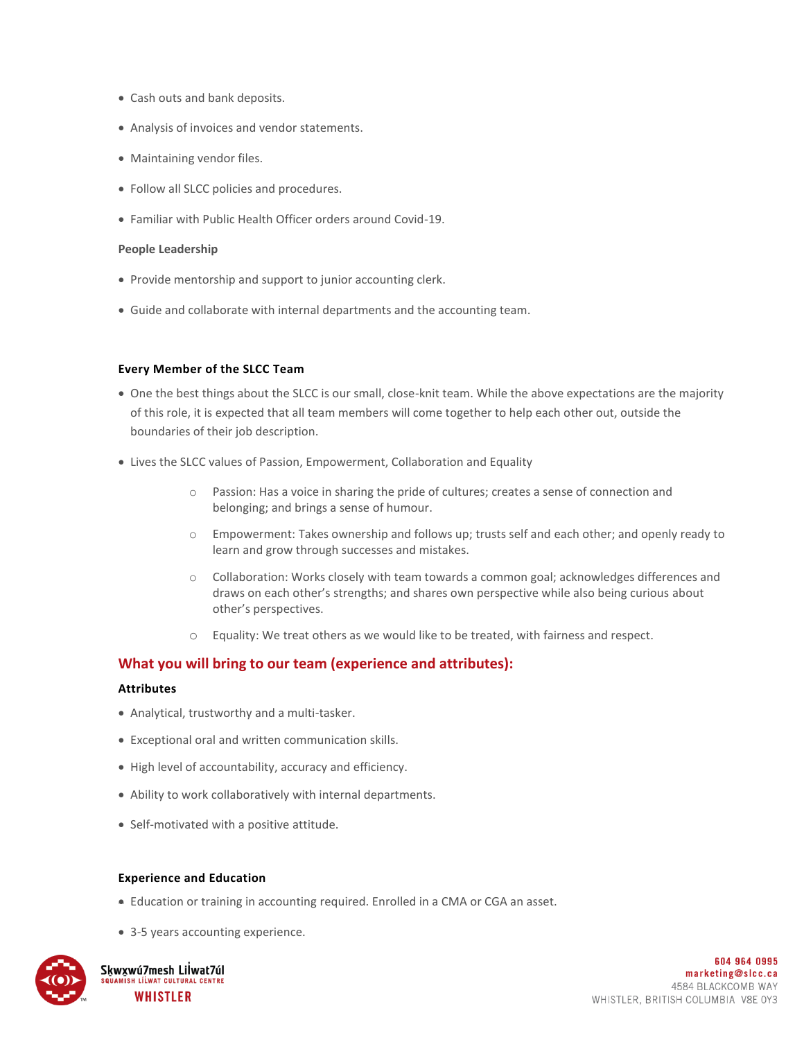- Cash outs and bank deposits.
- Analysis of invoices and vendor statements.
- Maintaining vendor files.
- Follow all SLCC policies and procedures.
- Familiar with Public Health Officer orders around Covid-19.

**People Leadership**

- Provide mentorship and support to junior accounting clerk.
- Guide and collaborate with internal departments and the accounting team.

**Every Member of the SLCC Team**

- One the best things about the SLCC is our small, close-knit team. While the above expectations are the majority of this role, it is expected that all team members will come together to help each other out, outside the boundaries of their job description.
- Lives the SLCC values of Passion, Empowerment, Collaboration and Equality
  - Passion: Has a voice in sharing the pride of cultures; creates a sense of connection and belonging; and brings a sense of humour.
  - Empowerment: Takes ownership and follows up; trusts self and each other; and openly ready to learn and grow through successes and mistakes.
  - Collaboration: Works closely with team towards a common goal; acknowledges differences and draws on each other's strengths; and shares own perspective while also being curious about other's perspectives.
  - Equality: We treat others as we would like to be treated, with fairness and respect.

## What you will bring to our team (experience and attributes):

**Attributes**

- Analytical, trustworthy and a multi-tasker.
- Exceptional oral and written communication skills.
- High level of accountability, accuracy and efficiency.
- Ability to work collaboratively with internal departments.
- Self-motivated with a positive attitude.

**Experience and Education**

- Education or training in accounting required. Enrolled in a CMA or CGA an asset.
- 3-5 years accounting experience.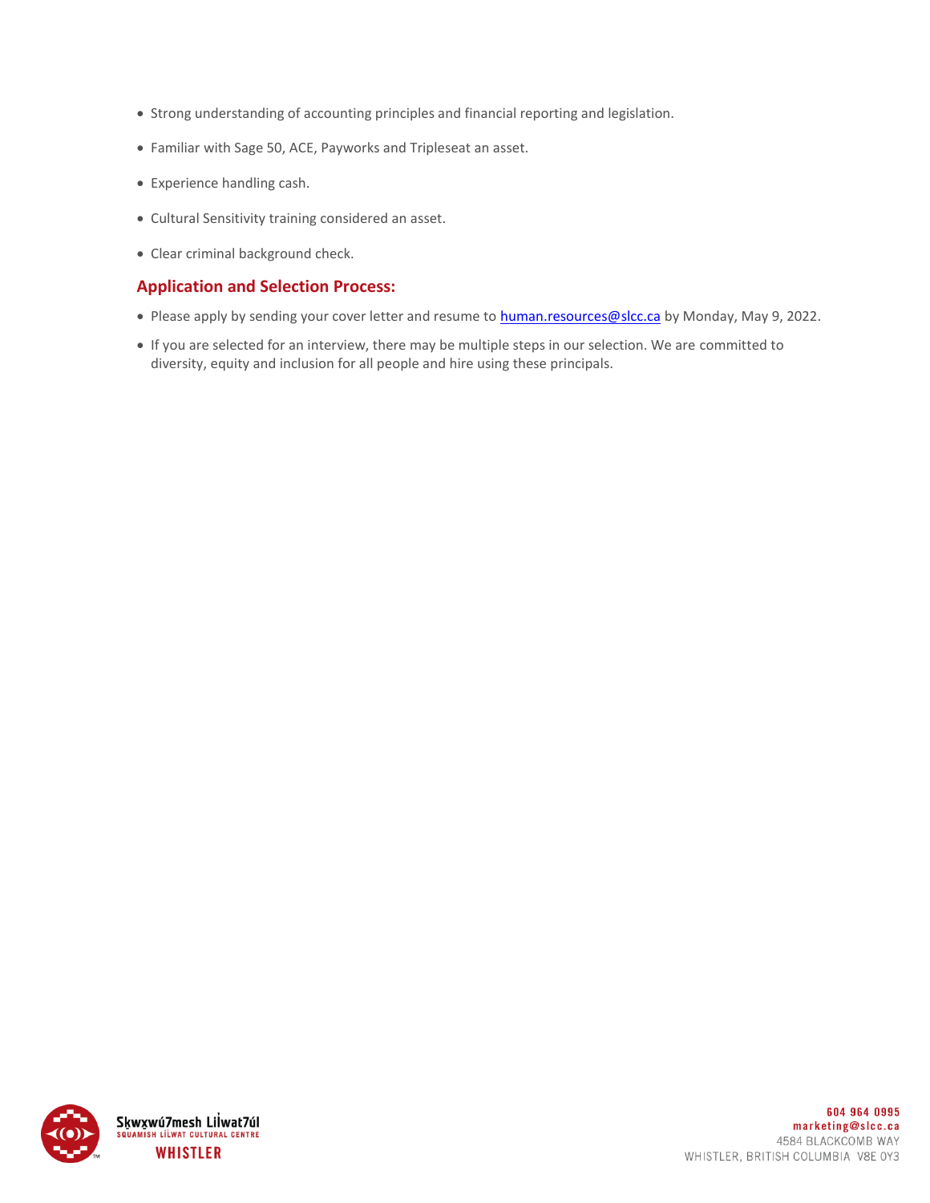- Strong understanding of accounting principles and financial reporting and legislation.
- Familiar with Sage 50, ACE, Payworks and Tripleseat an asset.
- Experience handling cash.
- Cultural Sensitivity training considered an asset.
- Clear criminal background check.

## Application and Selection Process:

- Please apply by sending your cover letter and resume to human.resources@slcc.ca by Monday, May 9, 2022.
- If you are selected for an interview, there may be multiple steps in our selection. We are committed to diversity, equity and inclusion for all people and hire using these principals.